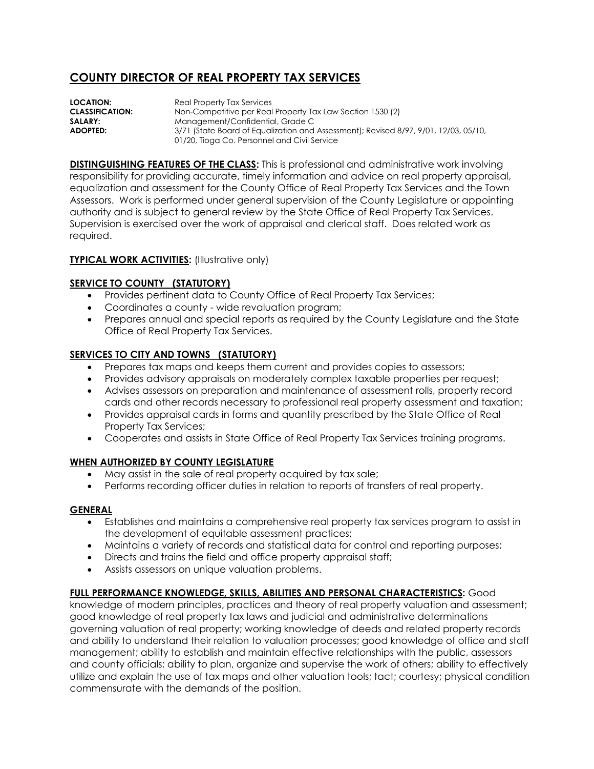# COUNTY DIRECTOR OF REAL PROPERTY TAX SERVICES

**LOCATION:** Real Property Tax Services
**CLASSIFICATION:** Non-Competitive per Real Property Tax Law Section 1530 (2)
**SALARY:** Management/Confidential, Grade C
**ADOPTED:** 3/71 (State Board of Equalization and Assessment); Revised 8/97, 9/01, 12/03, 05/10, 01/20, Tioga Co. Personnel and Civil Service

**DISTINGUISHING FEATURES OF THE CLASS:** This is professional and administrative work involving responsibility for providing accurate, timely information and advice on real property appraisal, equalization and assessment for the County Office of Real Property Tax Services and the Town Assessors. Work is performed under general supervision of the County Legislature or appointing authority and is subject to general review by the State Office of Real Property Tax Services. Supervision is exercised over the work of appraisal and clerical staff. Does related work as required.

**TYPICAL WORK ACTIVITIES:** (Illustrative only)

**SERVICE TO COUNTY (STATUTORY)**

- Provides pertinent data to County Office of Real Property Tax Services;
- Coordinates a county - wide revaluation program;
- Prepares annual and special reports as required by the County Legislature and the State Office of Real Property Tax Services.

**SERVICES TO CITY AND TOWNS (STATUTORY)**

- Prepares tax maps and keeps them current and provides copies to assessors;
- Provides advisory appraisals on moderately complex taxable properties per request;
- Advises assessors on preparation and maintenance of assessment rolls, property record cards and other records necessary to professional real property assessment and taxation;
- Provides appraisal cards in forms and quantity prescribed by the State Office of Real Property Tax Services;
- Cooperates and assists in State Office of Real Property Tax Services training programs.

**WHEN AUTHORIZED BY COUNTY LEGISLATURE**

- May assist in the sale of real property acquired by tax sale;
- Performs recording officer duties in relation to reports of transfers of real property.

**GENERAL**

- Establishes and maintains a comprehensive real property tax services program to assist in the development of equitable assessment practices;
- Maintains a variety of records and statistical data for control and reporting purposes;
- Directs and trains the field and office property appraisal staff;
- Assists assessors on unique valuation problems.

**FULL PERFORMANCE KNOWLEDGE, SKILLS, ABILITIES AND PERSONAL CHARACTERISTICS:** Good knowledge of modern principles, practices and theory of real property valuation and assessment; good knowledge of real property tax laws and judicial and administrative determinations governing valuation of real property; working knowledge of deeds and related property records and ability to understand their relation to valuation processes; good knowledge of office and staff management; ability to establish and maintain effective relationships with the public, assessors and county officials; ability to plan, organize and supervise the work of others; ability to effectively utilize and explain the use of tax maps and other valuation tools; tact; courtesy; physical condition commensurate with the demands of the position.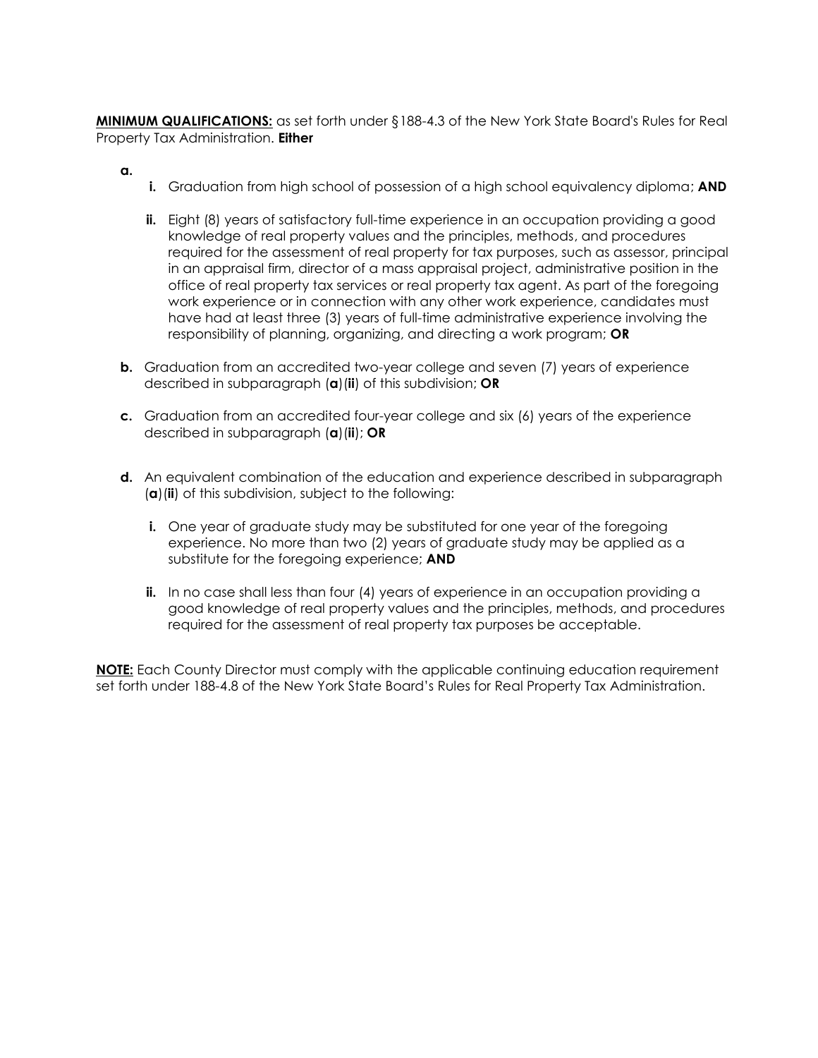**<u>MINIMUM QUALIFICATIONS:</u>** as set forth under §188-4.3 of the New York State Board's Rules for Real Property Tax Administration. **Either**

**a.**

**i.** Graduation from high school of possession of a high school equivalency diploma; **AND**

**ii.** Eight (8) years of satisfactory full-time experience in an occupation providing a good knowledge of real property values and the principles, methods, and procedures required for the assessment of real property for tax purposes, such as assessor, principal in an appraisal firm, director of a mass appraisal project, administrative position in the office of real property tax services or real property tax agent. As part of the foregoing work experience or in connection with any other work experience, candidates must have had at least three (3) years of full-time administrative experience involving the responsibility of planning, organizing, and directing a work program; **OR**

**b.** Graduation from an accredited two-year college and seven (7) years of experience described in subparagraph (**a**)(**ii**) of this subdivision; **OR**

**c.** Graduation from an accredited four-year college and six (6) years of the experience described in subparagraph (**a**)(**ii**); **OR**

**d.** An equivalent combination of the education and experience described in subparagraph (**a**)(**ii**) of this subdivision, subject to the following:

**i.** One year of graduate study may be substituted for one year of the foregoing experience. No more than two (2) years of graduate study may be applied as a substitute for the foregoing experience; **AND**

**ii.** In no case shall less than four (4) years of experience in an occupation providing a good knowledge of real property values and the principles, methods, and procedures required for the assessment of real property tax purposes be acceptable.

**<u>NOTE:</u>** Each County Director must comply with the applicable continuing education requirement set forth under 188-4.8 of the New York State Board's Rules for Real Property Tax Administration.